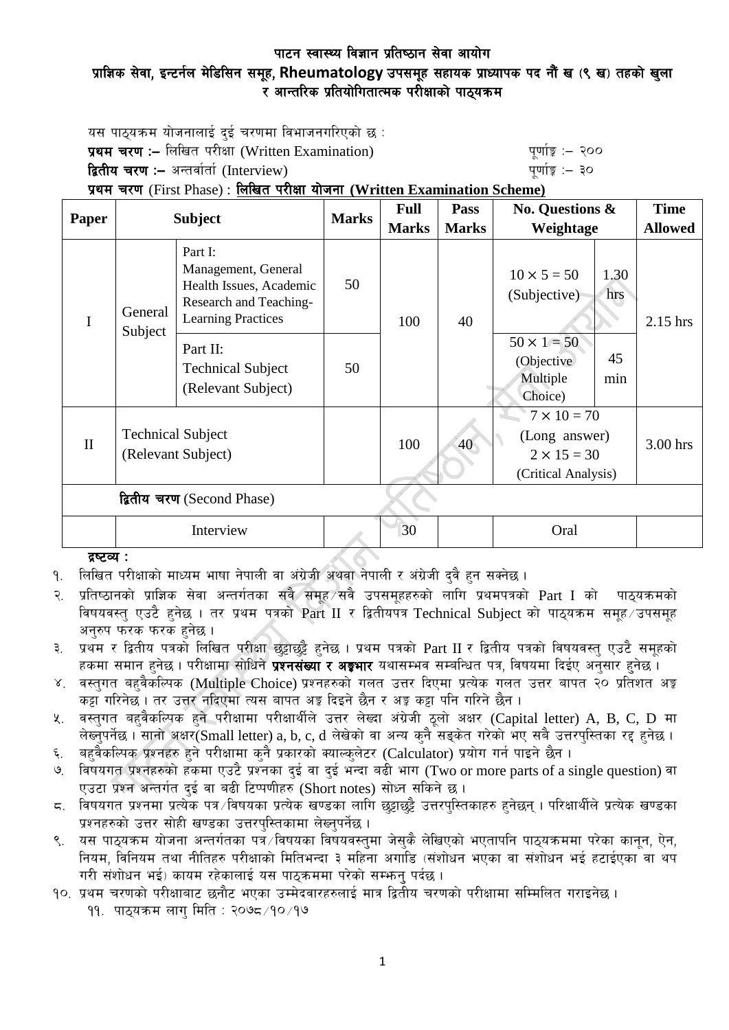# पाटन स्वास्थ्य विज्ञान प्रतिष्ठान सेवा आयोग

## प्राज्ञिक सेवा, इन्टर्नल मेडिसिन समूह, Rheumatology उपसमूह सहायक प्राध्यापक पद नौं ख (९ ख) तहको खुला र आन्तरिक प्रतियोगितात्मक परीक्षाको पाठ्यक्रम

यस पाठ्यक्रम योजनालाई दुई चरणमा विभाजनगरिएको छ :

**प्रथम चरण :–** लिखित परीक्षा (Written Examination) पूर्णाङ्क :– २००

**द्वितीय चरण :–** अन्तर्वार्ता (Interview) पूर्णाङ्क :– ३०

**प्रथम चरण** (First Phase) : **लिखित परीक्षा योजना (Written Examination Scheme)**

| Paper | Subject | | Marks | Full Marks | Pass Marks | No. Questions & Weightage | | Time Allowed |
|---|---|---|---|---|---|---|---|---|
| I | General Subject | Part I: Management, General Health Issues, Academic Research and Teaching-Learning Practices | 50 | 100 | 40 | $10 \times 5 = 50$ (Subjective) | 1.30 hrs | 2.15 hrs |
| | | Part II: Technical Subject (Relevant Subject) | 50 | | | $50 \times 1 = 50$ (Objective Multiple Choice) | 45 min | |
| II | Technical Subject (Relevant Subject) | | | 100 | 40 | $7 \times 10 = 70$ (Long answer) $2 \times 15 = 30$ (Critical Analysis) | | 3.00 hrs |
| **द्वितीय चरण** (Second Phase) | | | | | | | | |
| | Interview | | | 30 | | Oral | | |

**द्रष्टव्य :**

१. लिखित परीक्षाको माध्यम भाषा नेपाली वा अंग्रेजी अथवा नेपाली र अंग्रेजी दुवै हुन सक्नेछ ।
२. प्रतिष्ठानको प्राज्ञिक सेवा अन्तर्गतका सवै समूह/सवै उपसमूहहरुको लागि प्रथमपत्रको Part I को पाठ्यक्रमको विषयवस्तु एउटै हुनेछ । तर प्रथम पत्रको Part II र द्वितीयपत्र Technical Subject को पाठ्यक्रम समूह/उपसमूह अनुरुप फरक फरक हुनेछ ।
३. प्रथम र द्वितीय पत्रको लिखित परीक्षा छुट्टाछुट्टै हुनेछ । प्रथम पत्रको Part II र द्वितीय पत्रको विषयवस्तु एउटै समूहको हकमा समान हुनेछ । परीक्षामा सोधिने **प्रश्नसंख्या र अङ्कभार** यथासम्भव सम्वन्धित पत्र, विषयमा दिईए अनुसार हुनेछ ।
४. वस्तुगत बहुवैकल्पिक (Multiple Choice) प्रश्नहरुको गलत उत्तर दिएमा प्रत्येक गलत उत्तर बापत २० प्रतिशत अङ्क कट्टा गरिनेछ । तर उत्तर नदिएमा त्यस बापत अङ्क दिइने छैन र अङ्क कट्टा पनि गरिने छैन ।
५. वस्तुगत बहुवैकल्पिक हुने परीक्षामा परीक्षार्थीले उत्तर लेख्दा अंग्रेजी ठूलो अक्षर (Capital letter) A, B, C, D मा लेख्नुपर्नेछ । सानो अक्षर(Small letter) a, b, c, d लेखेको वा अन्य कुनै सङ्केत गरेको भए सबै उत्तरपुस्तिका रद्द हुनेछ ।
६. बहुवैकल्पिक प्रश्नहरु हुने परीक्षामा कुनै प्रकारको क्याल्कुलेटर (Calculator) प्रयोग गर्न पाइने छैन ।
७. विषयगत प्रश्नहरुको हकमा एउटै प्रश्नका दुई वा दुई भन्दा बढी भाग (Two or more parts of a single question) वा एउटा प्रश्न अन्तर्गत दुई वा बढी टिप्पणीहरु (Short notes) सोध्न सकिने छ ।
८. विषयगत प्रश्नमा प्रत्येक पत्र/विषयका प्रत्येक खण्डका लागि छुट्टाछुट्टै उत्तरपुस्तिकाहरु हुनेछन् । परिक्षार्थीले प्रत्येक खण्डका प्रश्नहरुको उत्तर सोही खण्डका उत्तरपुस्तिकामा लेख्नुपर्नेछ ।
९. यस पाठ्यक्रम योजना अन्तर्गतका पत्र/विषयका विषयवस्तुमा जेसुकै लेखिएको भएतापनि पाठ्यक्रममा परेका कानून, ऐन, नियम, विनियम तथा नीतिहरु परीक्षाको मितिभन्दा ३ महिना अगाडि (संशोधन भएका वा संशोधन भई हटाईएका वा थप गरी संशोधन भई) कायम रहेकालाई यस पाठ्कममा परेको सम्झनु पर्दछ ।
१०. प्रथम चरणको परीक्षाबाट छनौट भएका उम्मेदवारहरुलाई मात्र द्वितीय चरणको परीक्षामा सम्मिलित गराइनेछ ।
११. पाठ्यक्रम लागु मिति : २०७८/१०/१७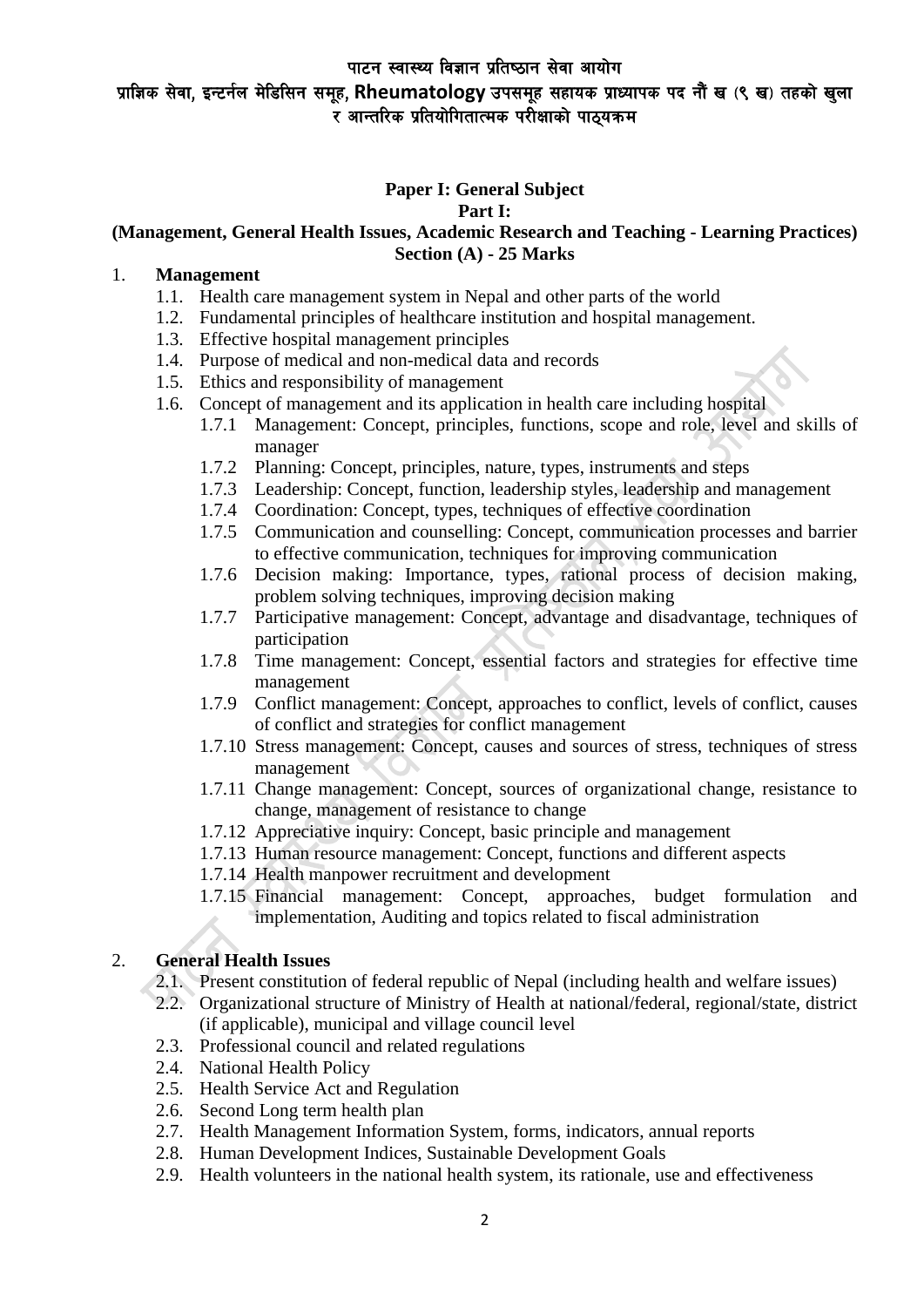पाटन स्वास्थ्य विज्ञान प्रतिष्ठान सेवा आयोग

प्राज्ञिक सेवा, इन्टर्नल मेडिसिन समूह, Rheumatology उपसमूह सहायक प्राध्यापक पद नौं ख (९ ख) तहको खुला र आन्तरिक प्रतियोगितात्मक परीक्षाको पाठ्यक्रम

## Paper I: General Subject

### Part I:

### (Management, General Health Issues, Academic Research and Teaching - Learning Practices)

### Section (A) - 25 Marks

1. **Management**
   - 1.1. Health care management system in Nepal and other parts of the world
   - 1.2. Fundamental principles of healthcare institution and hospital management.
   - 1.3. Effective hospital management principles
   - 1.4. Purpose of medical and non-medical data and records
   - 1.5. Ethics and responsibility of management
   - 1.6. Concept of management and its application in health care including hospital
     - 1.7.1 Management: Concept, principles, functions, scope and role, level and skills of manager
     - 1.7.2 Planning: Concept, principles, nature, types, instruments and steps
     - 1.7.3 Leadership: Concept, function, leadership styles, leadership and management
     - 1.7.4 Coordination: Concept, types, techniques of effective coordination
     - 1.7.5 Communication and counselling: Concept, communication processes and barrier to effective communication, techniques for improving communication
     - 1.7.6 Decision making: Importance, types, rational process of decision making, problem solving techniques, improving decision making
     - 1.7.7 Participative management: Concept, advantage and disadvantage, techniques of participation
     - 1.7.8 Time management: Concept, essential factors and strategies for effective time management
     - 1.7.9 Conflict management: Concept, approaches to conflict, levels of conflict, causes of conflict and strategies for conflict management
     - 1.7.10 Stress management: Concept, causes and sources of stress, techniques of stress management
     - 1.7.11 Change management: Concept, sources of organizational change, resistance to change, management of resistance to change
     - 1.7.12 Appreciative inquiry: Concept, basic principle and management
     - 1.7.13 Human resource management: Concept, functions and different aspects
     - 1.7.14 Health manpower recruitment and development
     - 1.7.15 Financial management: Concept, approaches, budget formulation and implementation, Auditing and topics related to fiscal administration

2. **General Health Issues**
   - 2.1. Present constitution of federal republic of Nepal (including health and welfare issues)
   - 2.2. Organizational structure of Ministry of Health at national/federal, regional/state, district (if applicable), municipal and village council level
   - 2.3. Professional council and related regulations
   - 2.4. National Health Policy
   - 2.5. Health Service Act and Regulation
   - 2.6. Second Long term health plan
   - 2.7. Health Management Information System, forms, indicators, annual reports
   - 2.8. Human Development Indices, Sustainable Development Goals
   - 2.9. Health volunteers in the national health system, its rationale, use and effectiveness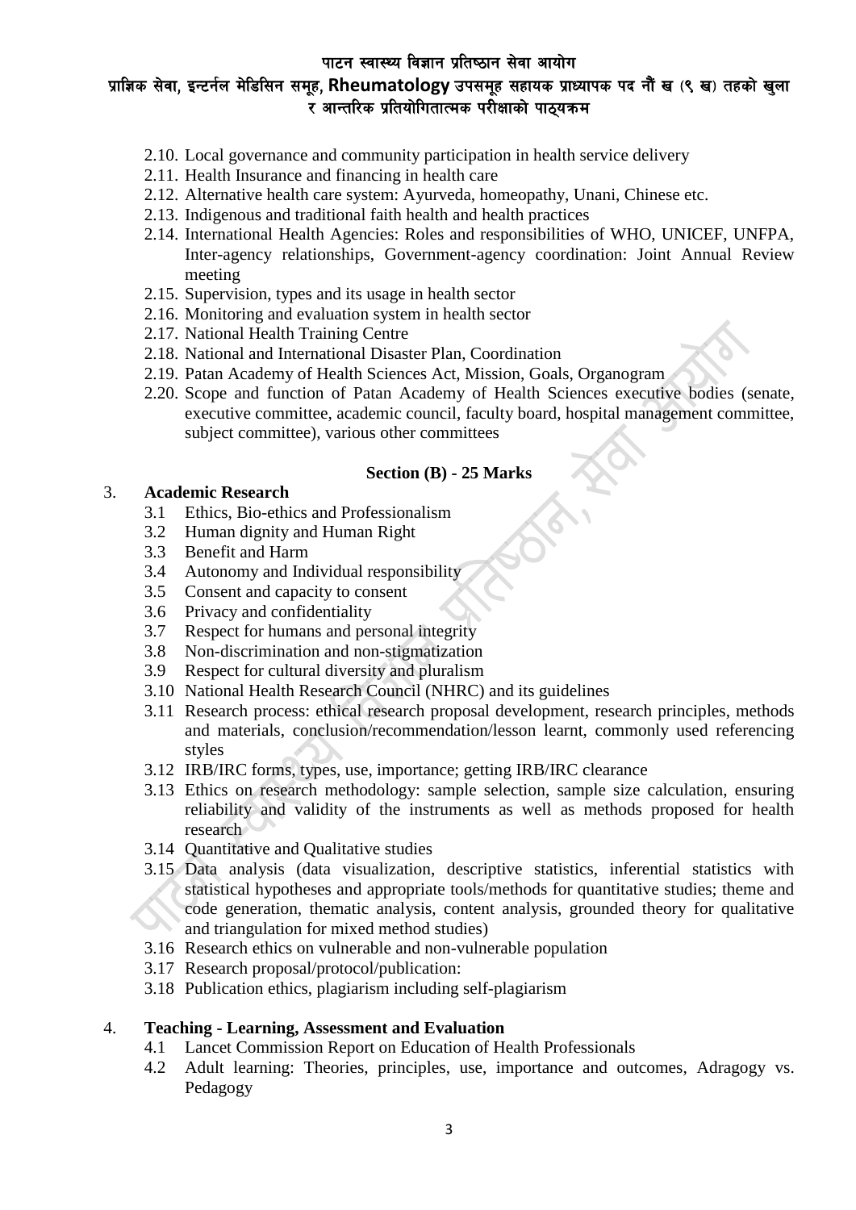2.10. Local governance and community participation in health service delivery
2.11. Health Insurance and financing in health care
2.12. Alternative health care system: Ayurveda, homeopathy, Unani, Chinese etc.
2.13. Indigenous and traditional faith health and health practices
2.14. International Health Agencies: Roles and responsibilities of WHO, UNICEF, UNFPA, Inter-agency relationships, Government-agency coordination: Joint Annual Review meeting
2.15. Supervision, types and its usage in health sector
2.16. Monitoring and evaluation system in health sector
2.17. National Health Training Centre
2.18. National and International Disaster Plan, Coordination
2.19. Patan Academy of Health Sciences Act, Mission, Goals, Organogram
2.20. Scope and function of Patan Academy of Health Sciences executive bodies (senate, executive committee, academic council, faculty board, hospital management committee, subject committee), various other committees

**Section (B) - 25 Marks**

3. **Academic Research**
   3.1 Ethics, Bio-ethics and Professionalism
   3.2 Human dignity and Human Right
   3.3 Benefit and Harm
   3.4 Autonomy and Individual responsibility
   3.5 Consent and capacity to consent
   3.6 Privacy and confidentiality
   3.7 Respect for humans and personal integrity
   3.8 Non-discrimination and non-stigmatization
   3.9 Respect for cultural diversity and pluralism
   3.10 National Health Research Council (NHRC) and its guidelines
   3.11 Research process: ethical research proposal development, research principles, methods and materials, conclusion/recommendation/lesson learnt, commonly used referencing styles
   3.12 IRB/IRC forms, types, use, importance; getting IRB/IRC clearance
   3.13 Ethics on research methodology: sample selection, sample size calculation, ensuring reliability and validity of the instruments as well as methods proposed for health research
   3.14 Quantitative and Qualitative studies
   3.15 Data analysis (data visualization, descriptive statistics, inferential statistics with statistical hypotheses and appropriate tools/methods for quantitative studies; theme and code generation, thematic analysis, content analysis, grounded theory for qualitative and triangulation for mixed method studies)
   3.16 Research ethics on vulnerable and non-vulnerable population
   3.17 Research proposal/protocol/publication:
   3.18 Publication ethics, plagiarism including self-plagiarism

4. **Teaching - Learning, Assessment and Evaluation**
   4.1 Lancet Commission Report on Education of Health Professionals
   4.2 Adult learning: Theories, principles, use, importance and outcomes, Adragogy vs. Pedagogy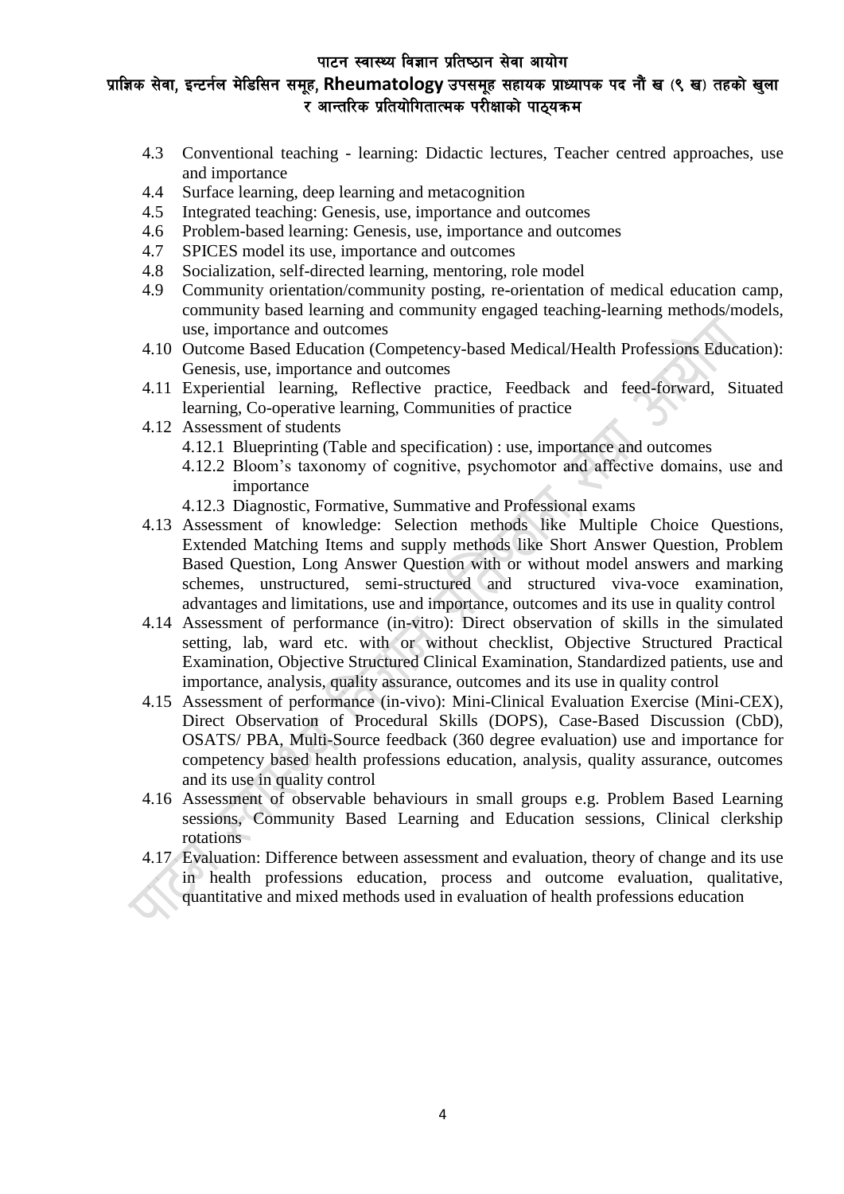4.3 Conventional teaching - learning: Didactic lectures, Teacher centred approaches, use and importance
4.4 Surface learning, deep learning and metacognition
4.5 Integrated teaching: Genesis, use, importance and outcomes
4.6 Problem-based learning: Genesis, use, importance and outcomes
4.7 SPICES model its use, importance and outcomes
4.8 Socialization, self-directed learning, mentoring, role model
4.9 Community orientation/community posting, re-orientation of medical education camp, community based learning and community engaged teaching-learning methods/models, use, importance and outcomes
4.10 Outcome Based Education (Competency-based Medical/Health Professions Education): Genesis, use, importance and outcomes
4.11 Experiential learning, Reflective practice, Feedback and feed-forward, Situated learning, Co-operative learning, Communities of practice
4.12 Assessment of students
    4.12.1 Blueprinting (Table and specification) : use, importance and outcomes
    4.12.2 Bloom's taxonomy of cognitive, psychomotor and affective domains, use and importance
    4.12.3 Diagnostic, Formative, Summative and Professional exams
4.13 Assessment of knowledge: Selection methods like Multiple Choice Questions, Extended Matching Items and supply methods like Short Answer Question, Problem Based Question, Long Answer Question with or without model answers and marking schemes, unstructured, semi-structured and structured viva-voce examination, advantages and limitations, use and importance, outcomes and its use in quality control
4.14 Assessment of performance (in-vitro): Direct observation of skills in the simulated setting, lab, ward etc. with or without checklist, Objective Structured Practical Examination, Objective Structured Clinical Examination, Standardized patients, use and importance, analysis, quality assurance, outcomes and its use in quality control
4.15 Assessment of performance (in-vivo): Mini-Clinical Evaluation Exercise (Mini-CEX), Direct Observation of Procedural Skills (DOPS), Case-Based Discussion (CbD), OSATS/ PBA, Multi-Source feedback (360 degree evaluation) use and importance for competency based health professions education, analysis, quality assurance, outcomes and its use in quality control
4.16 Assessment of observable behaviours in small groups e.g. Problem Based Learning sessions, Community Based Learning and Education sessions, Clinical clerkship rotations
4.17 Evaluation: Difference between assessment and evaluation, theory of change and its use in health professions education, process and outcome evaluation, qualitative, quantitative and mixed methods used in evaluation of health professions education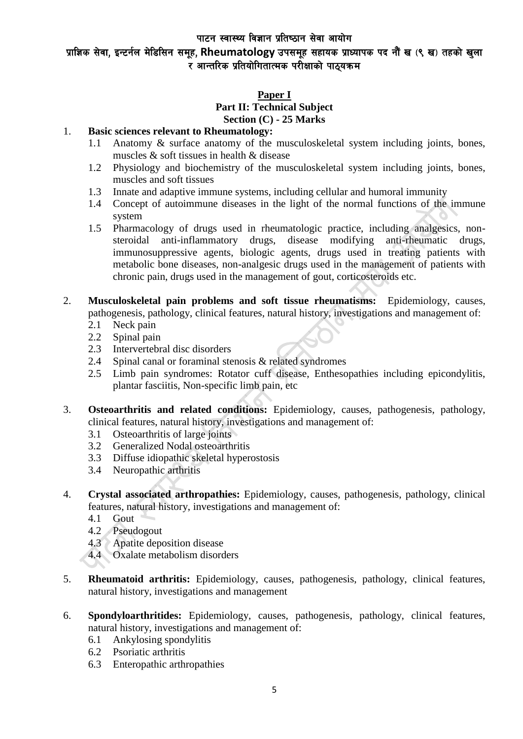पाटन स्वास्थ्य विज्ञान प्रतिष्ठान सेवा आयोग

प्राज्ञिक सेवा, इन्टर्नल मेडिसिन समूह, Rheumatology उपसमूह सहायक प्राध्यापक पद नौं ख (९ ख) तहको खुला र आन्तरिक प्रतियोगितात्मक परीक्षाको पाठ्यक्रम

**Paper I**

**Part II: Technical Subject**

**Section (C) - 25 Marks**

1. **Basic sciences relevant to Rheumatology:**
   - 1.1 Anatomy & surface anatomy of the musculoskeletal system including joints, bones, muscles & soft tissues in health & disease
   - 1.2 Physiology and biochemistry of the musculoskeletal system including joints, bones, muscles and soft tissues
   - 1.3 Innate and adaptive immune systems, including cellular and humoral immunity
   - 1.4 Concept of autoimmune diseases in the light of the normal functions of the immune system
   - 1.5 Pharmacology of drugs used in rheumatologic practice, including analgesics, non-steroidal anti-inflammatory drugs, disease modifying anti-rheumatic drugs, immunosuppressive agents, biologic agents, drugs used in treating patients with metabolic bone diseases, non-analgesic drugs used in the management of patients with chronic pain, drugs used in the management of gout, corticosteroids etc.

2. **Musculoskeletal pain problems and soft tissue rheumatisms:** Epidemiology, causes, pathogenesis, pathology, clinical features, natural history, investigations and management of:
   - 2.1 Neck pain
   - 2.2 Spinal pain
   - 2.3 Intervertebral disc disorders
   - 2.4 Spinal canal or foraminal stenosis & related syndromes
   - 2.5 Limb pain syndromes: Rotator cuff disease, Enthesopathies including epicondylitis, plantar fasciitis, Non-specific limb pain, etc

3. **Osteoarthritis and related conditions:** Epidemiology, causes, pathogenesis, pathology, clinical features, natural history, investigations and management of:
   - 3.1 Osteoarthritis of large joints
   - 3.2 Generalized Nodal osteoarthritis
   - 3.3 Diffuse idiopathic skeletal hyperostosis
   - 3.4 Neuropathic arthritis

4. **Crystal associated arthropathies:** Epidemiology, causes, pathogenesis, pathology, clinical features, natural history, investigations and management of:
   - 4.1 Gout
   - 4.2 Pseudogout
   - 4.3 Apatite deposition disease
   - 4.4 Oxalate metabolism disorders

5. **Rheumatoid arthritis:** Epidemiology, causes, pathogenesis, pathology, clinical features, natural history, investigations and management

6. **Spondyloarthritides:** Epidemiology, causes, pathogenesis, pathology, clinical features, natural history, investigations and management of:
   - 6.1 Ankylosing spondylitis
   - 6.2 Psoriatic arthritis
   - 6.3 Enteropathic arthropathies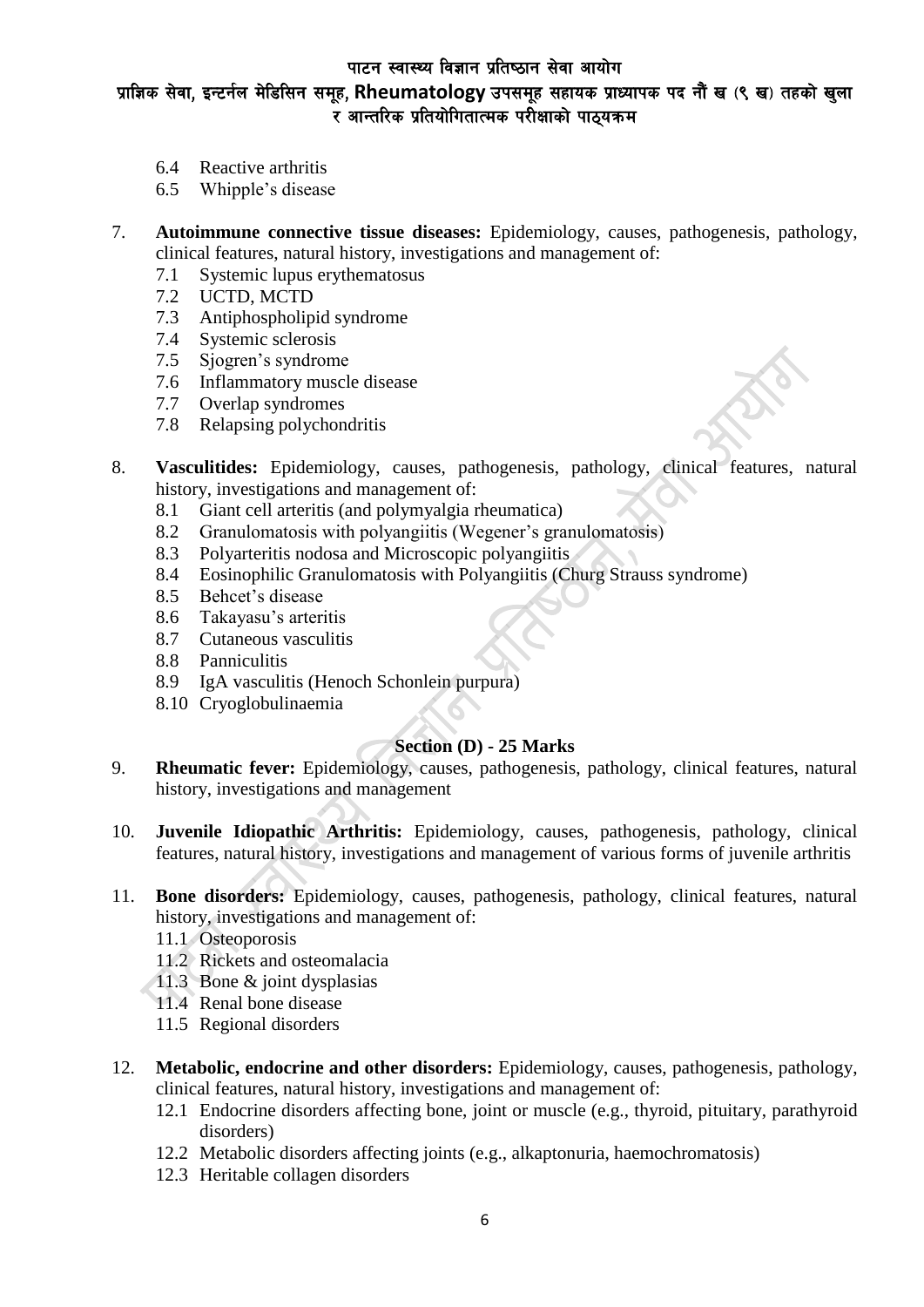6.4 Reactive arthritis
6.5 Whipple's disease

7. **Autoimmune connective tissue diseases:** Epidemiology, causes, pathogenesis, pathology, clinical features, natural history, investigations and management of:
   7.1 Systemic lupus erythematosus
   7.2 UCTD, MCTD
   7.3 Antiphospholipid syndrome
   7.4 Systemic sclerosis
   7.5 Sjogren's syndrome
   7.6 Inflammatory muscle disease
   7.7 Overlap syndromes
   7.8 Relapsing polychondritis

8. **Vasculitides:** Epidemiology, causes, pathogenesis, pathology, clinical features, natural history, investigations and management of:
   8.1 Giant cell arteritis (and polymyalgia rheumatica)
   8.2 Granulomatosis with polyangiitis (Wegener's granulomatosis)
   8.3 Polyarteritis nodosa and Microscopic polyangiitis
   8.4 Eosinophilic Granulomatosis with Polyangiitis (Churg Strauss syndrome)
   8.5 Behcet's disease
   8.6 Takayasu's arteritis
   8.7 Cutaneous vasculitis
   8.8 Panniculitis
   8.9 IgA vasculitis (Henoch Schonlein purpura)
   8.10 Cryoglobulinaemia

## Section (D) - 25 Marks

9. **Rheumatic fever:** Epidemiology, causes, pathogenesis, pathology, clinical features, natural history, investigations and management

10. **Juvenile Idiopathic Arthritis:** Epidemiology, causes, pathogenesis, pathology, clinical features, natural history, investigations and management of various forms of juvenile arthritis

11. **Bone disorders:** Epidemiology, causes, pathogenesis, pathology, clinical features, natural history, investigations and management of:
    11.1 Osteoporosis
    11.2 Rickets and osteomalacia
    11.3 Bone & joint dysplasias
    11.4 Renal bone disease
    11.5 Regional disorders

12. **Metabolic, endocrine and other disorders:** Epidemiology, causes, pathogenesis, pathology, clinical features, natural history, investigations and management of:
    12.1 Endocrine disorders affecting bone, joint or muscle (e.g., thyroid, pituitary, parathyroid disorders)
    12.2 Metabolic disorders affecting joints (e.g., alkaptonuria, haemochromatosis)
    12.3 Heritable collagen disorders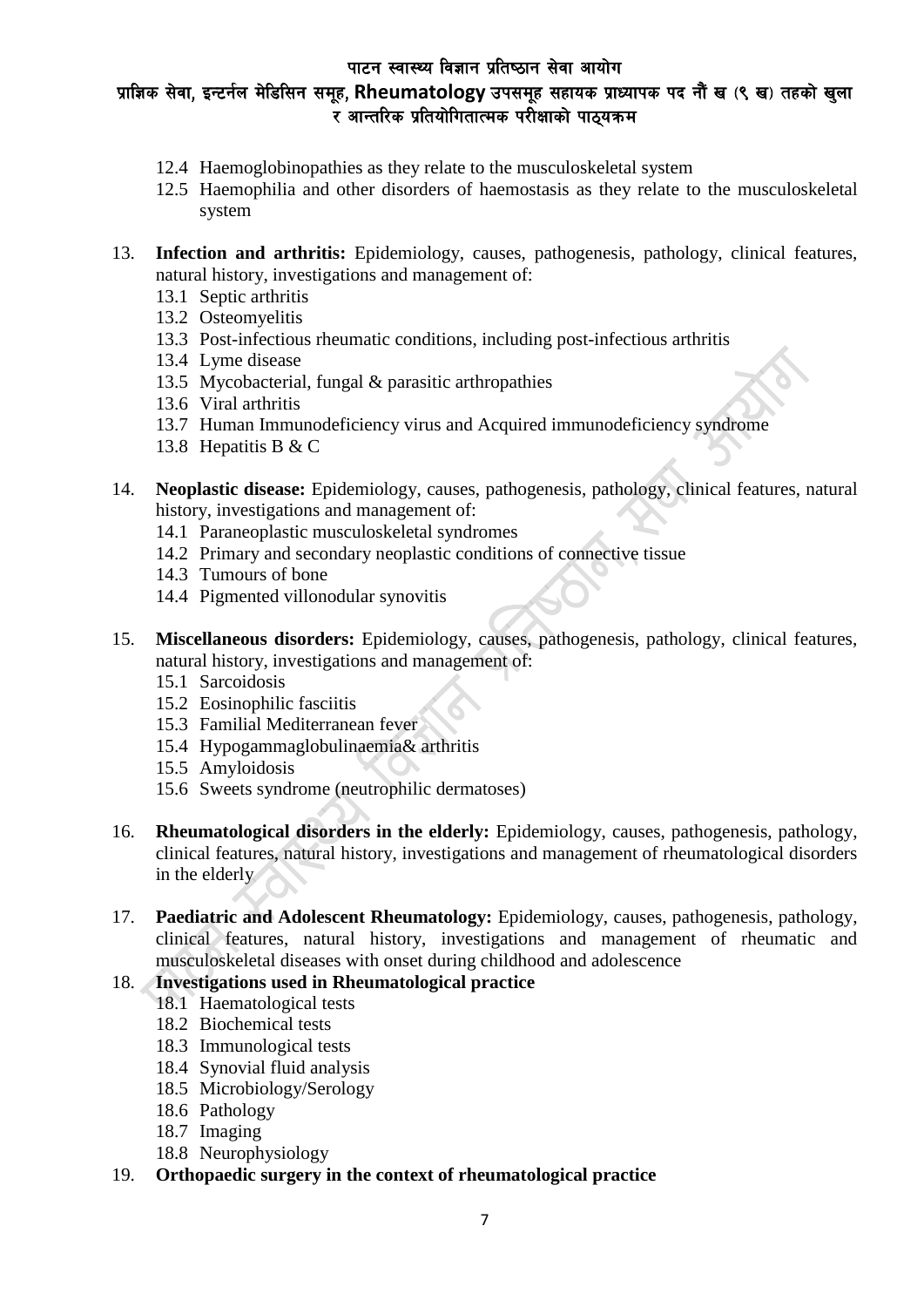- 12.4 Haemoglobinopathies as they relate to the musculoskeletal system
- 12.5 Haemophilia and other disorders of haemostasis as they relate to the musculoskeletal system

13. **Infection and arthritis:** Epidemiology, causes, pathogenesis, pathology, clinical features, natural history, investigations and management of:
    - 13.1 Septic arthritis
    - 13.2 Osteomyelitis
    - 13.3 Post-infectious rheumatic conditions, including post-infectious arthritis
    - 13.4 Lyme disease
    - 13.5 Mycobacterial, fungal & parasitic arthropathies
    - 13.6 Viral arthritis
    - 13.7 Human Immunodeficiency virus and Acquired immunodeficiency syndrome
    - 13.8 Hepatitis B & C

14. **Neoplastic disease:** Epidemiology, causes, pathogenesis, pathology, clinical features, natural history, investigations and management of:
    - 14.1 Paraneoplastic musculoskeletal syndromes
    - 14.2 Primary and secondary neoplastic conditions of connective tissue
    - 14.3 Tumours of bone
    - 14.4 Pigmented villonodular synovitis

15. **Miscellaneous disorders:** Epidemiology, causes, pathogenesis, pathology, clinical features, natural history, investigations and management of:
    - 15.1 Sarcoidosis
    - 15.2 Eosinophilic fasciitis
    - 15.3 Familial Mediterranean fever
    - 15.4 Hypogammaglobulinaemia& arthritis
    - 15.5 Amyloidosis
    - 15.6 Sweets syndrome (neutrophilic dermatoses)

16. **Rheumatological disorders in the elderly:** Epidemiology, causes, pathogenesis, pathology, clinical features, natural history, investigations and management of rheumatological disorders in the elderly

17. **Paediatric and Adolescent Rheumatology:** Epidemiology, causes, pathogenesis, pathology, clinical features, natural history, investigations and management of rheumatic and musculoskeletal diseases with onset during childhood and adolescence

18. **Investigations used in Rheumatological practice**
    - 18.1 Haematological tests
    - 18.2 Biochemical tests
    - 18.3 Immunological tests
    - 18.4 Synovial fluid analysis
    - 18.5 Microbiology/Serology
    - 18.6 Pathology
    - 18.7 Imaging
    - 18.8 Neurophysiology

19. **Orthopaedic surgery in the context of rheumatological practice**